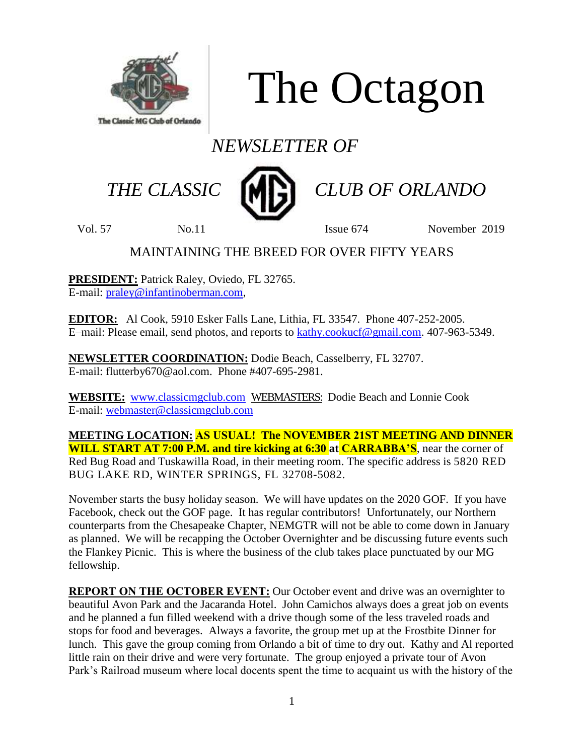# The Octagon

*NEWSLETTER OF*

*THE CLASSIC MG CLUB OF ORLANDO*

Vol. 57 No.11 Issue 674 November 2019

MAINTAINING THE BREED FOR OVER FIFTY YEARS

**PRESIDENT:** Patrick Raley, Oviedo, FL 32765.
E-mail: praley@infantinoberman.com,

**EDITOR:** Al Cook, 5910 Esker Falls Lane, Lithia, FL 33547. Phone 407-252-2005.
E–mail: Please email, send photos, and reports to kathy.cookucf@gmail.com. 407-963-5349.

**NEWSLETTER COORDINATION:** Dodie Beach, Casselberry, FL 32707.
E-mail: flutterby670@aol.com. Phone #407-695-2981.

**WEBSITE:** www.classicmgclub.com WEBMASTERS: Dodie Beach and Lonnie Cook
E-mail: webmaster@classicmgclub.com

**MEETING LOCATION:** **AS USUAL! The NOVEMBER 21ST MEETING AND DINNER WILL START AT 7:00 P.M. and tire kicking at 6:30 at CARRABBA'S**, near the corner of Red Bug Road and Tuskawilla Road, in their meeting room. The specific address is 5820 RED BUG LAKE RD, WINTER SPRINGS, FL 32708-5082.

November starts the busy holiday season. We will have updates on the 2020 GOF. If you have Facebook, check out the GOF page. It has regular contributors! Unfortunately, our Northern counterparts from the Chesapeake Chapter, NEMGTR will not be able to come down in January as planned. We will be recapping the October Overnighter and be discussing future events such the Flankey Picnic. This is where the business of the club takes place punctuated by our MG fellowship.

**REPORT ON THE OCTOBER EVENT:** Our October event and drive was an overnighter to beautiful Avon Park and the Jacaranda Hotel. John Camichos always does a great job on events and he planned a fun filled weekend with a drive though some of the less traveled roads and stops for food and beverages. Always a favorite, the group met up at the Frostbite Dinner for lunch. This gave the group coming from Orlando a bit of time to dry out. Kathy and Al reported little rain on their drive and were very fortunate. The group enjoyed a private tour of Avon Park's Railroad museum where local docents spent the time to acquaint us with the history of the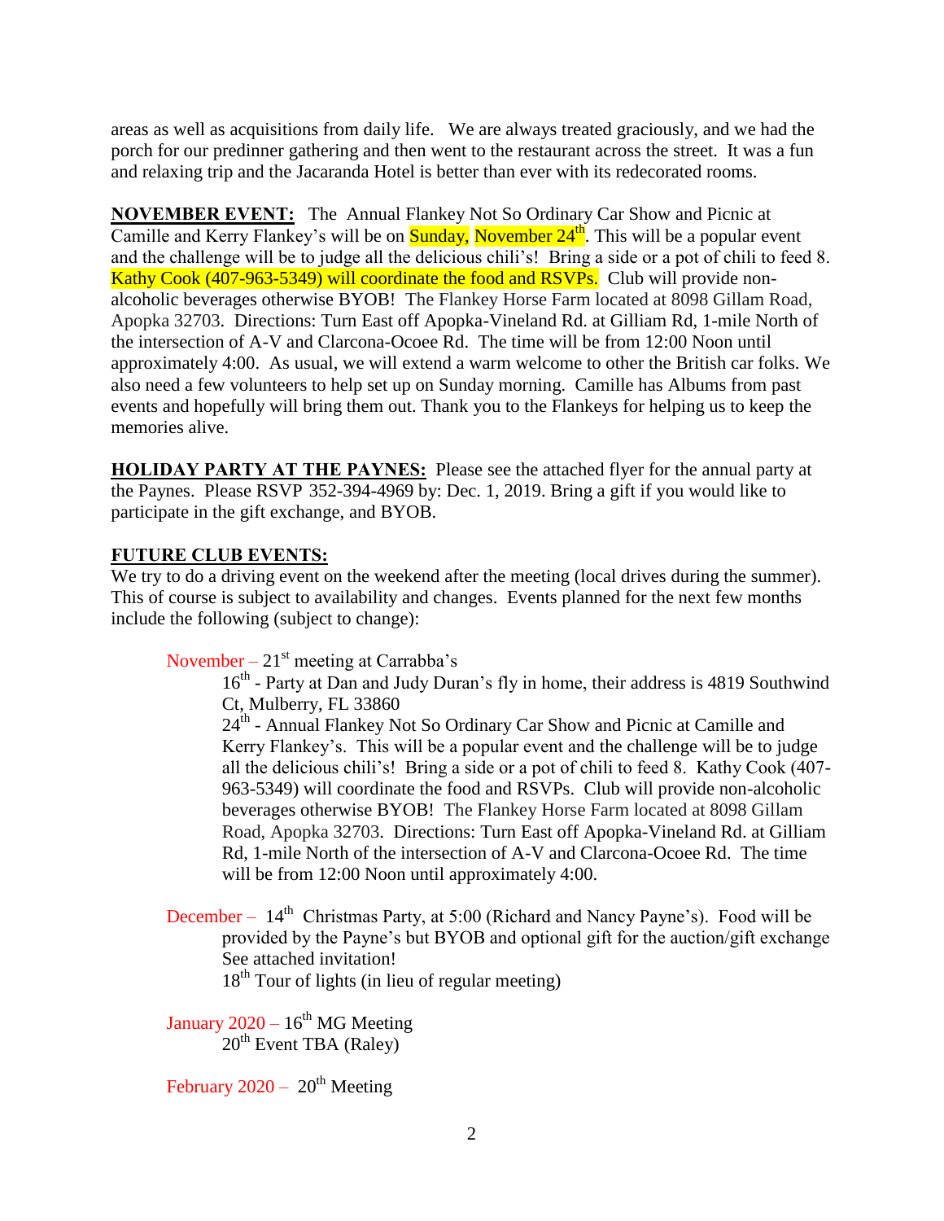areas as well as acquisitions from daily life. We are always treated graciously, and we had the porch for our predinner gathering and then went to the restaurant across the street. It was a fun and relaxing trip and the Jacaranda Hotel is better than ever with its redecorated rooms.

**NOVEMBER EVENT:** The Annual Flankey Not So Ordinary Car Show and Picnic at Camille and Kerry Flankey's will be on Sunday, November 24th. This will be a popular event and the challenge will be to judge all the delicious chili's! Bring a side or a pot of chili to feed 8. Kathy Cook (407-963-5349) will coordinate the food and RSVPs. Club will provide non-alcoholic beverages otherwise BYOB! The Flankey Horse Farm located at 8098 Gillam Road, Apopka 32703. Directions: Turn East off Apopka-Vineland Rd. at Gilliam Rd, 1-mile North of the intersection of A-V and Clarcona-Ocoee Rd. The time will be from 12:00 Noon until approximately 4:00. As usual, we will extend a warm welcome to other the British car folks. We also need a few volunteers to help set up on Sunday morning. Camille has Albums from past events and hopefully will bring them out. Thank you to the Flankeys for helping us to keep the memories alive.

**HOLIDAY PARTY AT THE PAYNES:** Please see the attached flyer for the annual party at the Paynes. Please RSVP 352-394-4969 by: Dec. 1, 2019. Bring a gift if you would like to participate in the gift exchange, and BYOB.

**FUTURE CLUB EVENTS:**

We try to do a driving event on the weekend after the meeting (local drives during the summer). This of course is subject to availability and changes. Events planned for the next few months include the following (subject to change):

November – 21st meeting at Carrabba's

- 16th - Party at Dan and Judy Duran's fly in home, their address is 4819 Southwind Ct, Mulberry, FL 33860
- 24th - Annual Flankey Not So Ordinary Car Show and Picnic at Camille and Kerry Flankey's. This will be a popular event and the challenge will be to judge all the delicious chili's! Bring a side or a pot of chili to feed 8. Kathy Cook (407-963-5349) will coordinate the food and RSVPs. Club will provide non-alcoholic beverages otherwise BYOB! The Flankey Horse Farm located at 8098 Gillam Road, Apopka 32703. Directions: Turn East off Apopka-Vineland Rd. at Gilliam Rd, 1-mile North of the intersection of A-V and Clarcona-Ocoee Rd. The time will be from 12:00 Noon until approximately 4:00.

December – 14th Christmas Party, at 5:00 (Richard and Nancy Payne's). Food will be provided by the Payne's but BYOB and optional gift for the auction/gift exchange See attached invitation!

- 18th Tour of lights (in lieu of regular meeting)

January 2020 – 16th MG Meeting

- 20th Event TBA (Raley)

February 2020 – 20th Meeting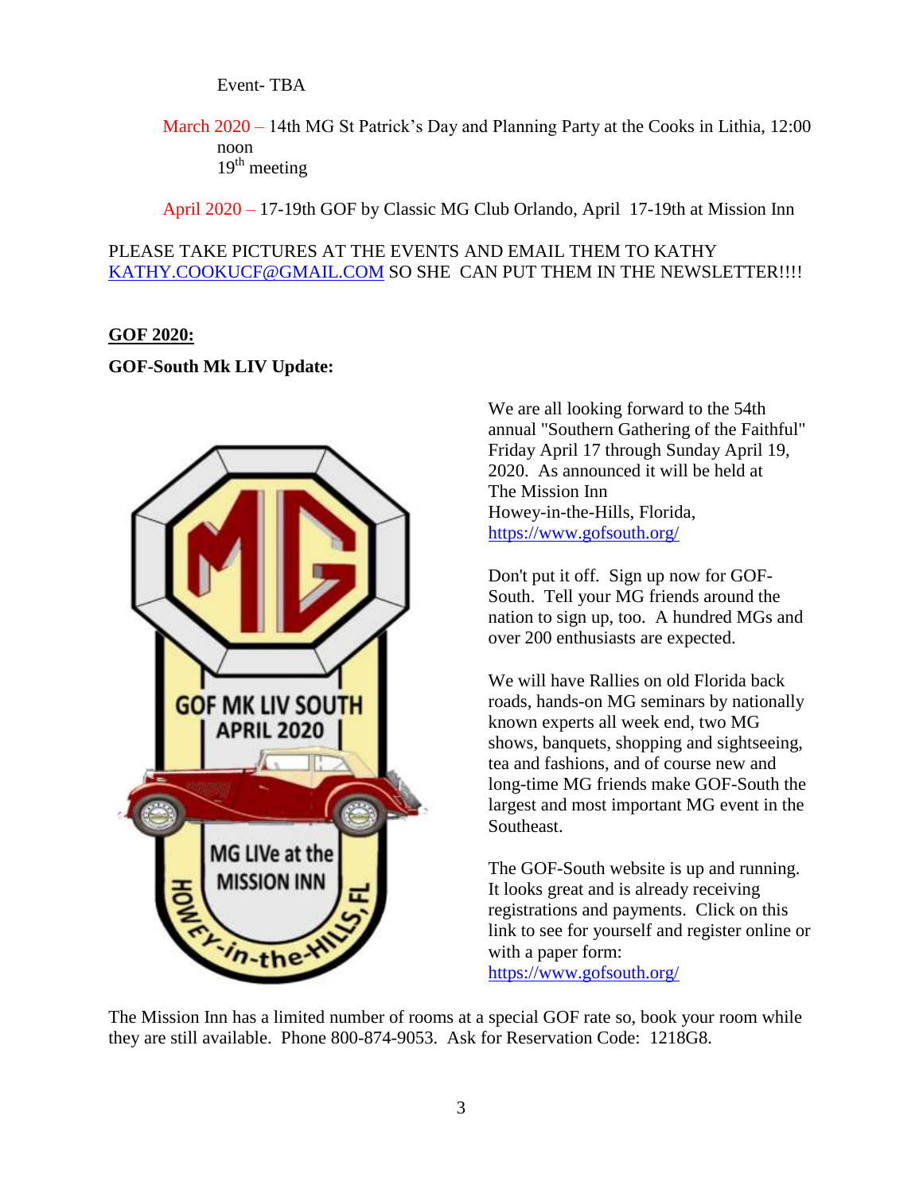Event- TBA

March 2020 – 14th MG St Patrick's Day and Planning Party at the Cooks in Lithia, 12:00 noon
19th meeting

April 2020 – 17-19th GOF by Classic MG Club Orlando, April 17-19th at Mission Inn

PLEASE TAKE PICTURES AT THE EVENTS AND EMAIL THEM TO KATHY KATHY.COOKUCF@GMAIL.COM SO SHE CAN PUT THEM IN THE NEWSLETTER!!!!

**GOF 2020:**

**GOF-South Mk LIV Update:**

We are all looking forward to the 54th annual "Southern Gathering of the Faithful" Friday April 17 through Sunday April 19, 2020. As announced it will be held at The Mission Inn
Howey-in-the-Hills, Florida,
https://www.gofsouth.org/

Don't put it off. Sign up now for GOF-South. Tell your MG friends around the nation to sign up, too. A hundred MGs and over 200 enthusiasts are expected.

We will have Rallies on old Florida back roads, hands-on MG seminars by nationally known experts all week end, two MG shows, banquets, shopping and sightseeing, tea and fashions, and of course new and long-time MG friends make GOF-South the largest and most important MG event in the Southeast.

The GOF-South website is up and running. It looks great and is already receiving registrations and payments. Click on this link to see for yourself and register online or with a paper form:
https://www.gofsouth.org/

The Mission Inn has a limited number of rooms at a special GOF rate so, book your room while they are still available. Phone 800-874-9053. Ask for Reservation Code: 1218G8.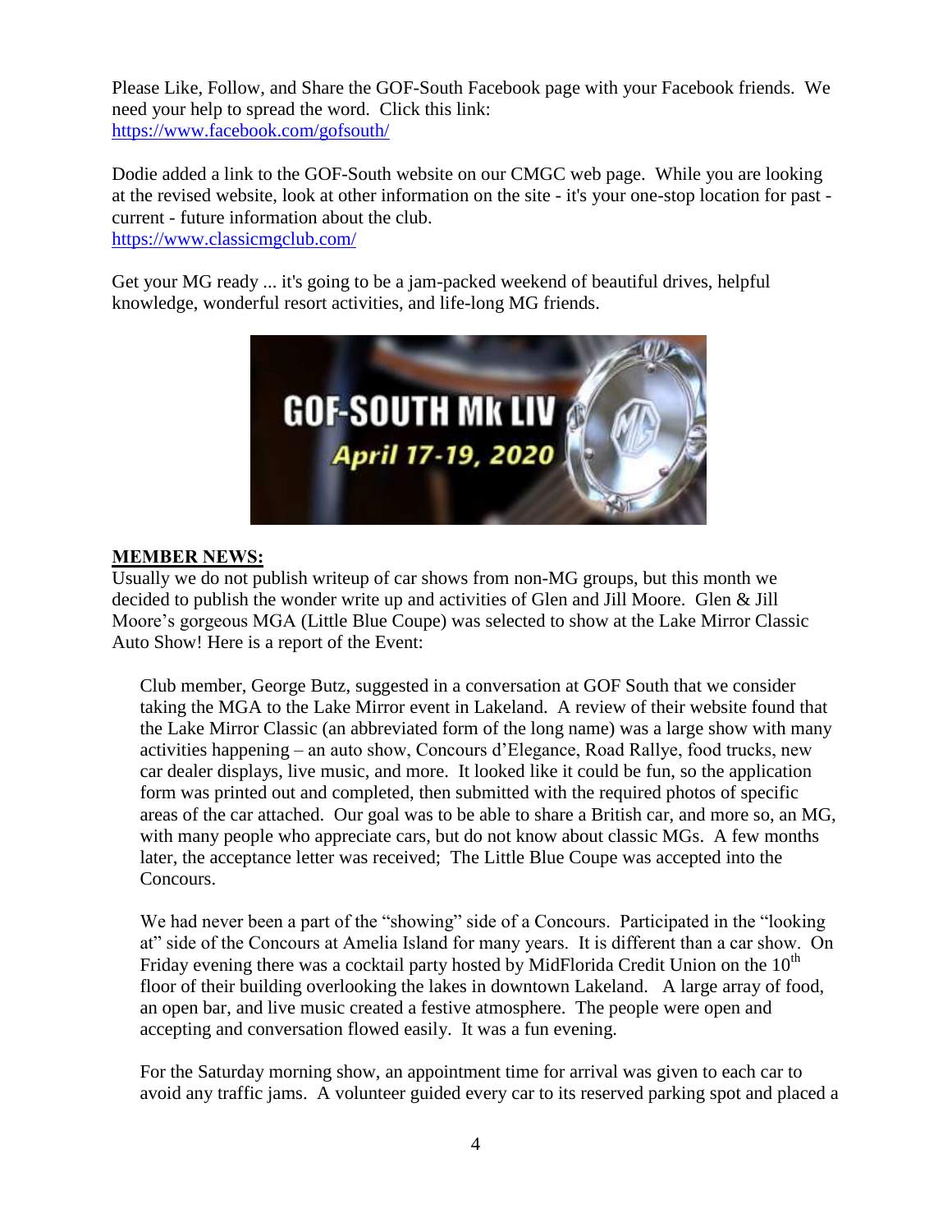Please Like, Follow, and Share the GOF-South Facebook page with your Facebook friends. We need your help to spread the word. Click this link:
https://www.facebook.com/gofsouth/

Dodie added a link to the GOF-South website on our CMGC web page. While you are looking at the revised website, look at other information on the site - it's your one-stop location for past - current - future information about the club.
https://www.classicmgclub.com/

Get your MG ready ... it's going to be a jam-packed weekend of beautiful drives, helpful knowledge, wonderful resort activities, and life-long MG friends.

GOF-SOUTH Mk LIV
*April 17-19, 2020*

**MEMBER NEWS:**

Usually we do not publish writeup of car shows from non-MG groups, but this month we decided to publish the wonder write up and activities of Glen and Jill Moore. Glen & Jill Moore's gorgeous MGA (Little Blue Coupe) was selected to show at the Lake Mirror Classic Auto Show! Here is a report of the Event:

> Club member, George Butz, suggested in a conversation at GOF South that we consider taking the MGA to the Lake Mirror event in Lakeland. A review of their website found that the Lake Mirror Classic (an abbreviated form of the long name) was a large show with many activities happening – an auto show, Concours d'Elegance, Road Rallye, food trucks, new car dealer displays, live music, and more. It looked like it could be fun, so the application form was printed out and completed, then submitted with the required photos of specific areas of the car attached. Our goal was to be able to share a British car, and more so, an MG, with many people who appreciate cars, but do not know about classic MGs. A few months later, the acceptance letter was received; The Little Blue Coupe was accepted into the Concours.
>
> We had never been a part of the "showing" side of a Concours. Participated in the "looking at" side of the Concours at Amelia Island for many years. It is different than a car show. On Friday evening there was a cocktail party hosted by MidFlorida Credit Union on the 10th floor of their building overlooking the lakes in downtown Lakeland. A large array of food, an open bar, and live music created a festive atmosphere. The people were open and accepting and conversation flowed easily. It was a fun evening.
>
> For the Saturday morning show, an appointment time for arrival was given to each car to avoid any traffic jams. A volunteer guided every car to its reserved parking spot and placed a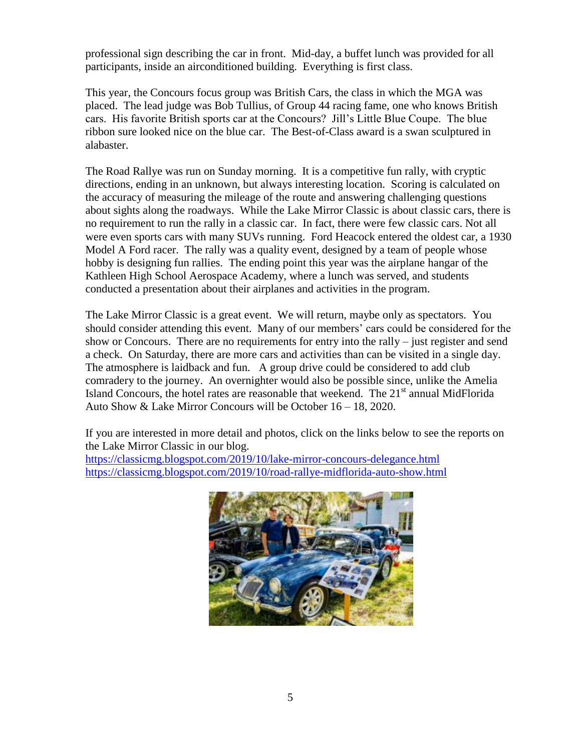professional sign describing the car in front. Mid-day, a buffet lunch was provided for all participants, inside an airconditioned building. Everything is first class.

This year, the Concours focus group was British Cars, the class in which the MGA was placed. The lead judge was Bob Tullius, of Group 44 racing fame, one who knows British cars. His favorite British sports car at the Concours? Jill's Little Blue Coupe. The blue ribbon sure looked nice on the blue car. The Best-of-Class award is a swan sculptured in alabaster.

The Road Rallye was run on Sunday morning. It is a competitive fun rally, with cryptic directions, ending in an unknown, but always interesting location. Scoring is calculated on the accuracy of measuring the mileage of the route and answering challenging questions about sights along the roadways. While the Lake Mirror Classic is about classic cars, there is no requirement to run the rally in a classic car. In fact, there were few classic cars. Not all were even sports cars with many SUVs running. Ford Heacock entered the oldest car, a 1930 Model A Ford racer. The rally was a quality event, designed by a team of people whose hobby is designing fun rallies. The ending point this year was the airplane hangar of the Kathleen High School Aerospace Academy, where a lunch was served, and students conducted a presentation about their airplanes and activities in the program.

The Lake Mirror Classic is a great event. We will return, maybe only as spectators. You should consider attending this event. Many of our members' cars could be considered for the show or Concours. There are no requirements for entry into the rally – just register and send a check. On Saturday, there are more cars and activities than can be visited in a single day. The atmosphere is laidback and fun. A group drive could be considered to add club comradery to the journey. An overnighter would also be possible since, unlike the Amelia Island Concours, the hotel rates are reasonable that weekend. The 21st annual MidFlorida Auto Show & Lake Mirror Concours will be October 16 – 18, 2020.

If you are interested in more detail and photos, click on the links below to see the reports on the Lake Mirror Classic in our blog.
https://classicmg.blogspot.com/2019/10/lake-mirror-concours-delegance.html
https://classicmg.blogspot.com/2019/10/road-rallye-midflorida-auto-show.html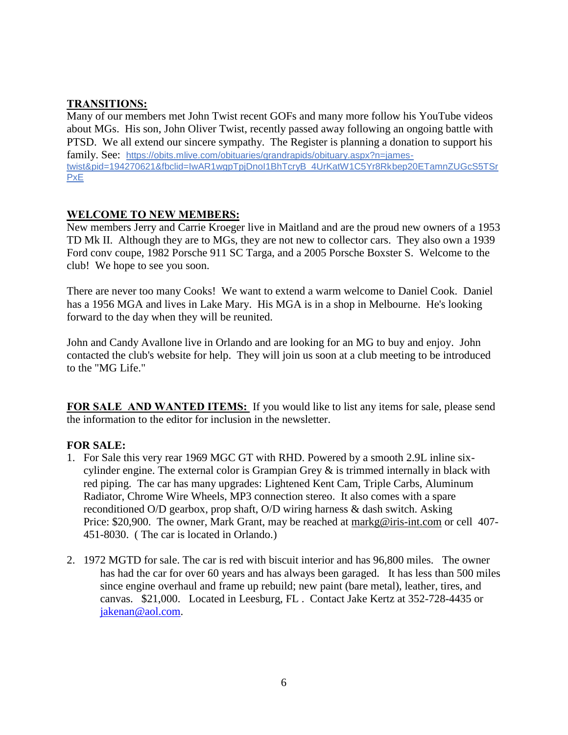**TRANSITIONS:**

Many of our members met John Twist recent GOFs and many more follow his YouTube videos about MGs. His son, John Oliver Twist, recently passed away following an ongoing battle with PTSD. We all extend our sincere sympathy. The Register is planning a donation to support his family. See: https://obits.mlive.com/obituaries/grandrapids/obituary.aspx?n=james-twist&pid=194270621&fbclid=IwAR1wgpTpjDnol1BhTcryB_4UrKatW1C5Yr8Rkbep20ETamnZUGcS5TSrPxE

**WELCOME TO NEW MEMBERS:**

New members Jerry and Carrie Kroeger live in Maitland and are the proud new owners of a 1953 TD Mk II. Although they are to MGs, they are not new to collector cars. They also own a 1939 Ford conv coupe, 1982 Porsche 911 SC Targa, and a 2005 Porsche Boxster S. Welcome to the club! We hope to see you soon.

There are never too many Cooks! We want to extend a warm welcome to Daniel Cook. Daniel has a 1956 MGA and lives in Lake Mary. His MGA is in a shop in Melbourne. He's looking forward to the day when they will be reunited.

John and Candy Avallone live in Orlando and are looking for an MG to buy and enjoy. John contacted the club's website for help. They will join us soon at a club meeting to be introduced to the "MG Life."

**FOR SALE AND WANTED ITEMS:** If you would like to list any items for sale, please send the information to the editor for inclusion in the newsletter.

**FOR SALE:**

1. For Sale this very rear 1969 MGC GT with RHD. Powered by a smooth 2.9L inline six-cylinder engine. The external color is Grampian Grey & is trimmed internally in black with red piping. The car has many upgrades: Lightened Kent Cam, Triple Carbs, Aluminum Radiator, Chrome Wire Wheels, MP3 connection stereo. It also comes with a spare reconditioned O/D gearbox, prop shaft, O/D wiring harness & dash switch. Asking Price: $20,900. The owner, Mark Grant, may be reached at markg@iris-int.com or cell 407-451-8030. ( The car is located in Orlando.)

2. 1972 MGTD for sale. The car is red with biscuit interior and has 96,800 miles. The owner has had the car for over 60 years and has always been garaged. It has less than 500 miles since engine overhaul and frame up rebuild; new paint (bare metal), leather, tires, and canvas. $21,000. Located in Leesburg, FL . Contact Jake Kertz at 352-728-4435 or jakenan@aol.com.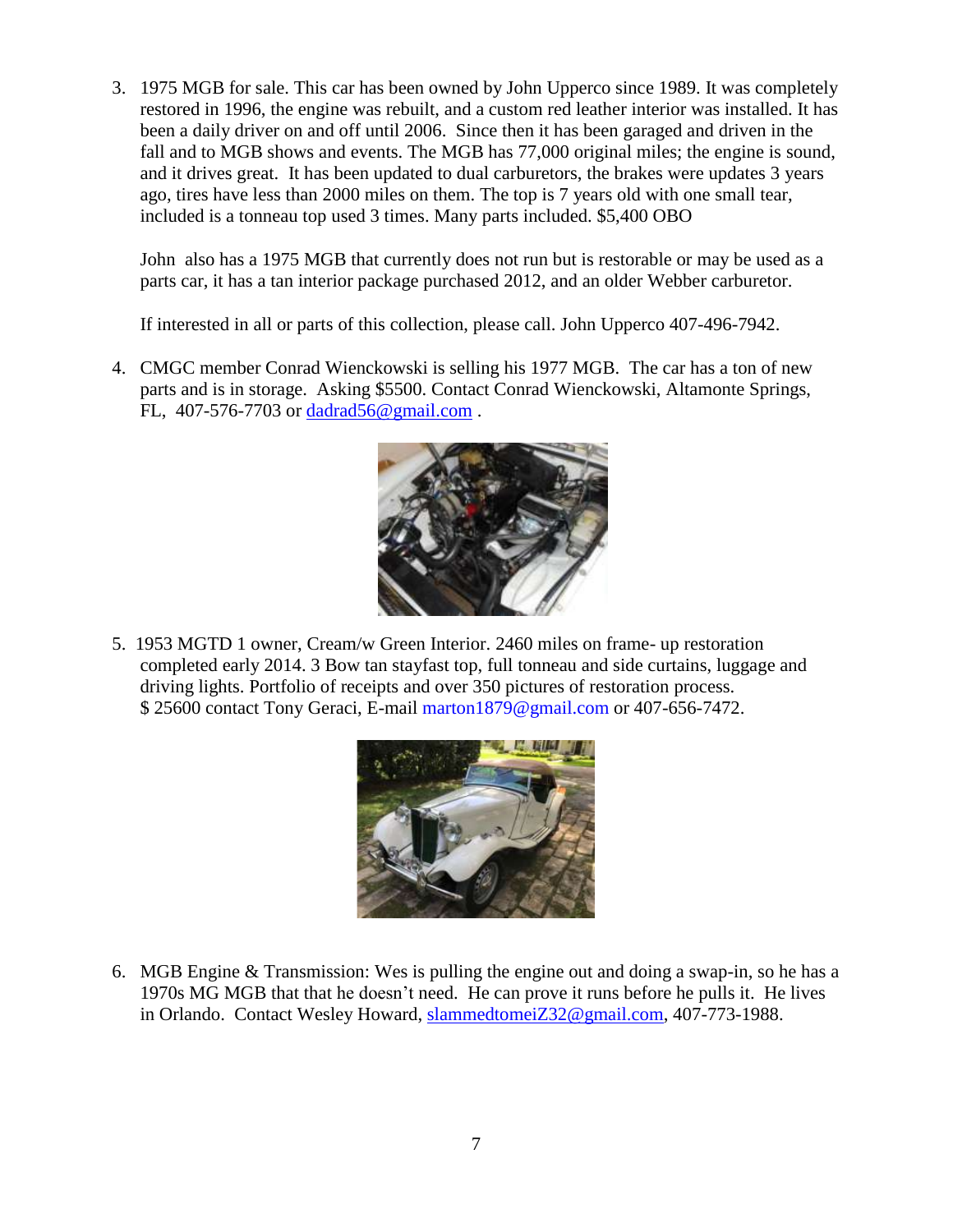3. 1975 MGB for sale. This car has been owned by John Upperco since 1989. It was completely restored in 1996, the engine was rebuilt, and a custom red leather interior was installed. It has been a daily driver on and off until 2006. Since then it has been garaged and driven in the fall and to MGB shows and events. The MGB has 77,000 original miles; the engine is sound, and it drives great. It has been updated to dual carburetors, the brakes were updates 3 years ago, tires have less than 2000 miles on them. The top is 7 years old with one small tear, included is a tonneau top used 3 times. Many parts included. $5,400 OBO

   John also has a 1975 MGB that currently does not run but is restorable or may be used as a parts car, it has a tan interior package purchased 2012, and an older Webber carburetor.

   If interested in all or parts of this collection, please call. John Upperco 407-496-7942.

4. CMGC member Conrad Wienckowski is selling his 1977 MGB. The car has a ton of new parts and is in storage. Asking $5500. Contact Conrad Wienckowski, Altamonte Springs, FL, 407-576-7703 or dadrad56@gmail.com .

5. 1953 MGTD 1 owner, Cream/w Green Interior. 2460 miles on frame- up restoration completed early 2014. 3 Bow tan stayfast top, full tonneau and side curtains, luggage and driving lights. Portfolio of receipts and over 350 pictures of restoration process. $ 25600 contact Tony Geraci, E-mail marton1879@gmail.com or 407-656-7472.

6. MGB Engine & Transmission: Wes is pulling the engine out and doing a swap-in, so he has a 1970s MG MGB that that he doesn't need. He can prove it runs before he pulls it. He lives in Orlando. Contact Wesley Howard, slammedtomeiZ32@gmail.com, 407-773-1988.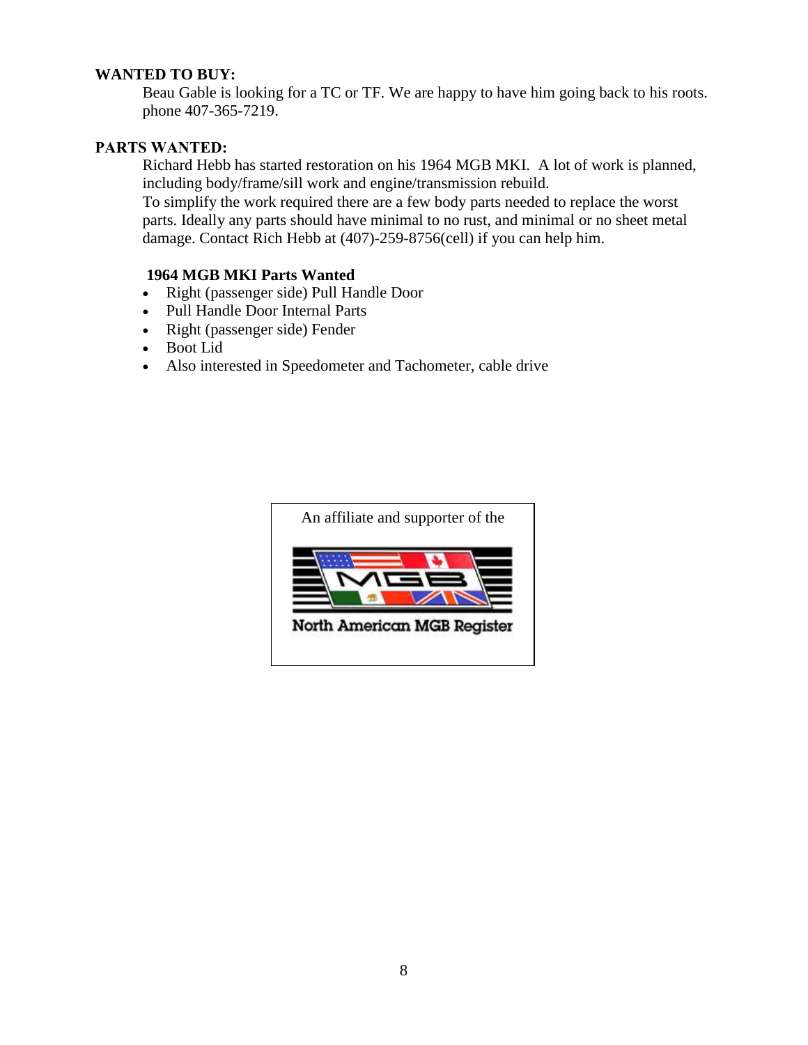**WANTED TO BUY:**

Beau Gable is looking for a TC or TF. We are happy to have him going back to his roots. phone 407-365-7219.

**PARTS WANTED:**

Richard Hebb has started restoration on his 1964 MGB MKI. A lot of work is planned, including body/frame/sill work and engine/transmission rebuild.
To simplify the work required there are a few body parts needed to replace the worst parts. Ideally any parts should have minimal to no rust, and minimal or no sheet metal damage. Contact Rich Hebb at (407)-259-8756(cell) if you can help him.

**1964 MGB MKI Parts Wanted**

- Right (passenger side) Pull Handle Door
- Pull Handle Door Internal Parts
- Right (passenger side) Fender
- Boot Lid
- Also interested in Speedometer and Tachometer, cable drive

An affiliate and supporter of the

MGB

North American MGB Register